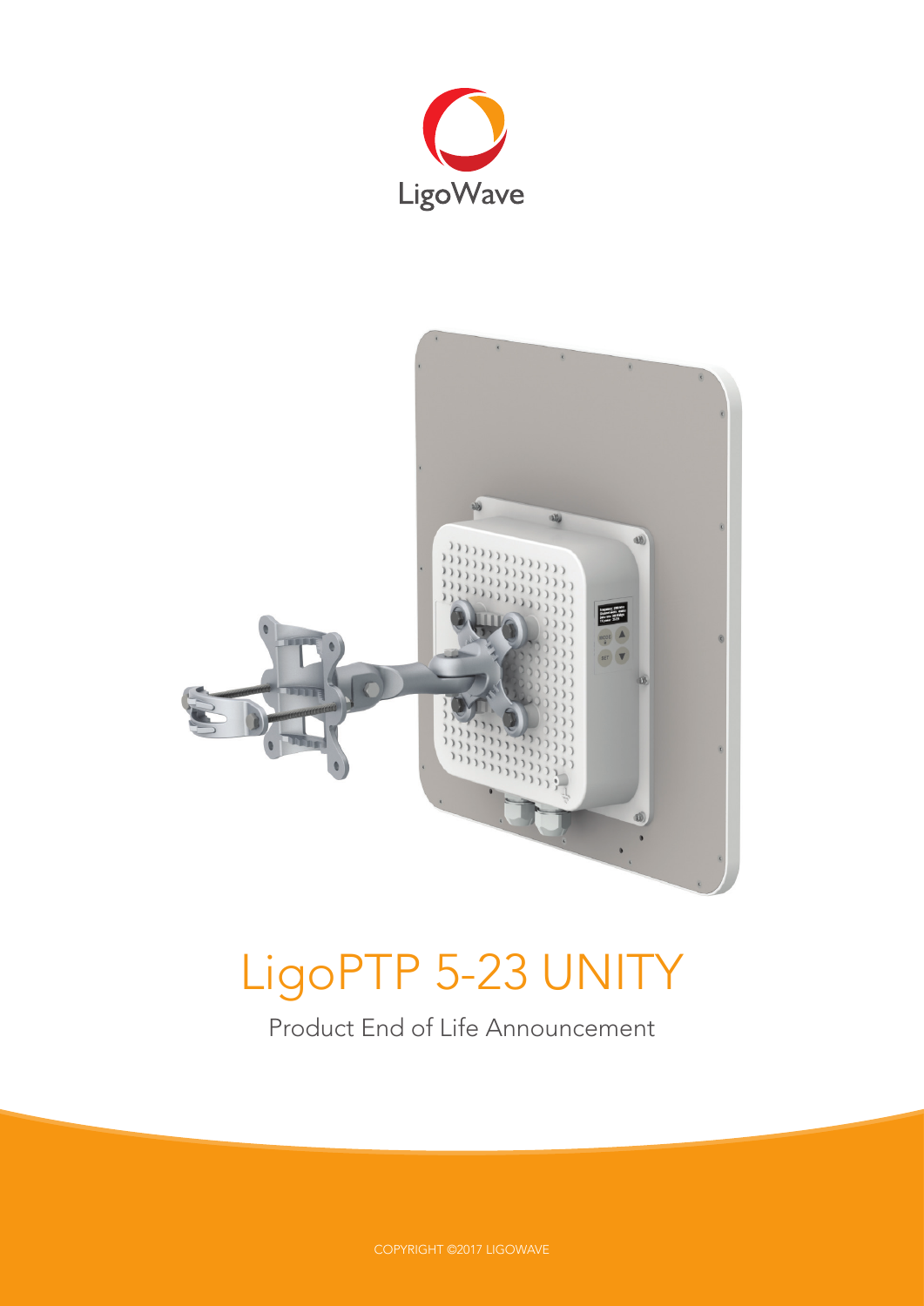LigoWave

# LigoPTP 5-23 UNITY

Product End of Life Announcement

COPYRIGHT ©2017 LIGOWAVE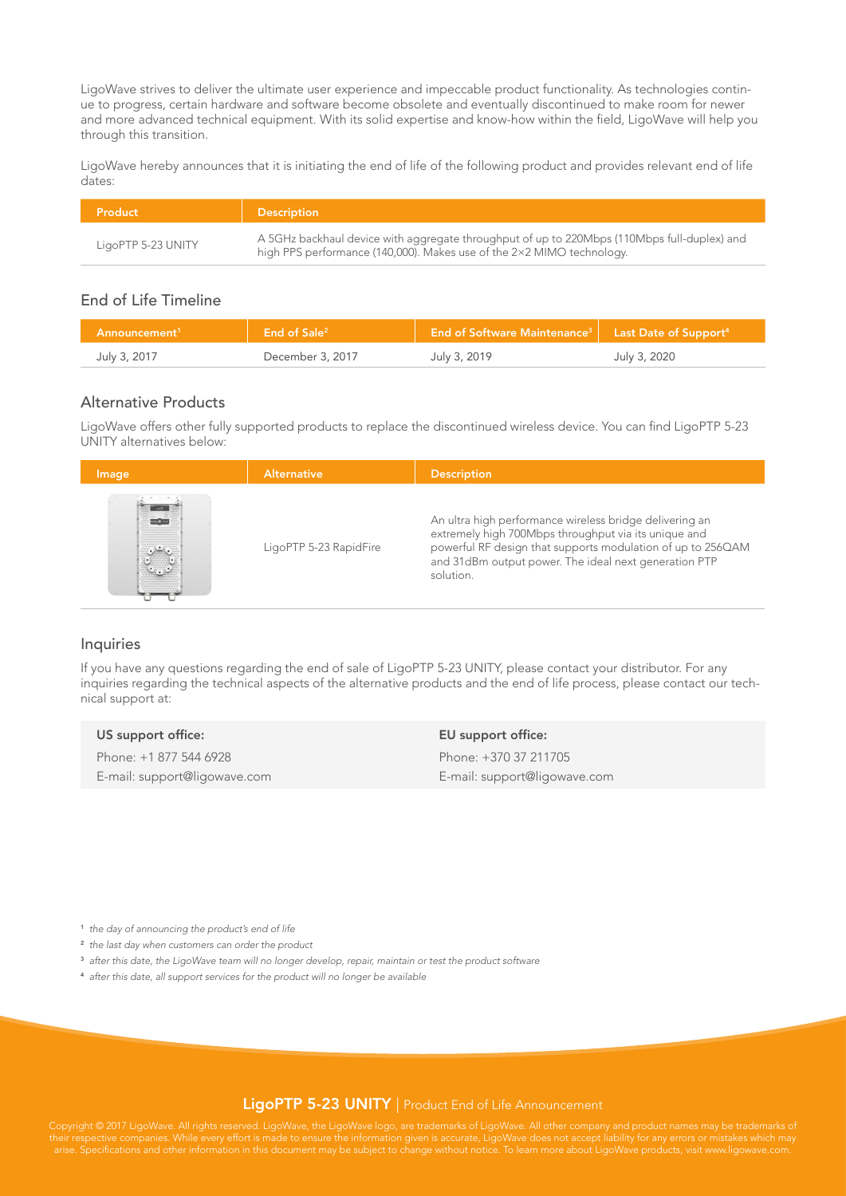LigoWave strives to deliver the ultimate user experience and impeccable product functionality. As technologies continue to progress, certain hardware and software become obsolete and eventually discontinued to make room for newer and more advanced technical equipment. With its solid expertise and know-how within the field, LigoWave will help you through this transition.

LigoWave hereby announces that it is initiating the end of life of the following product and provides relevant end of life dates:

| Product | Description |
| --- | --- |
| LigoPTP 5-23 UNITY | A 5GHz backhaul device with aggregate throughput of up to 220Mbps (110Mbps full-duplex) and high PPS performance (140,000). Makes use of the 2×2 MIMO technology. |

## End of Life Timeline

| Announcement[1] | End of Sale[2] | End of Software Maintenance[3] | Last Date of Support[4] |
| --- | --- | --- | --- |
| July 3, 2017 | December 3, 2017 | July 3, 2019 | July 3, 2020 |

## Alternative Products

LigoWave offers other fully supported products to replace the discontinued wireless device. You can find LigoPTP 5-23 UNITY alternatives below:

| Image | Alternative | Description |
| --- | --- | --- |
| | LigoPTP 5-23 RapidFire | An ultra high performance wireless bridge delivering an extremely high 700Mbps throughput via its unique and powerful RF design that supports modulation of up to 256QAM and 31dBm output power. The ideal next generation PTP solution. |

## Inquiries

If you have any questions regarding the end of sale of LigoPTP 5-23 UNITY, please contact your distributor. For any inquiries regarding the technical aspects of the alternative products and the end of life process, please contact our technical support at:

**US support office:**
Phone: +1 877 544 6928
E-mail: support@ligowave.com

**EU support office:**
Phone: +370 37 211705
E-mail: support@ligowave.com

[1] *the day of announcing the product's end of life*
[2] *the last day when customers can order the product*
[3] *after this date, the LigoWave team will no longer develop, repair, maintain or test the product software*
[4] *after this date, all support services for the product will no longer be available*

**LigoPTP 5-23 UNITY** | Product End of Life Announcement

Copyright © 2017 LigoWave. All rights reserved. LigoWave, the LigoWave logo, are trademarks of LigoWave. All other company and product names may be trademarks of their respective companies. While every effort is made to ensure the information given is accurate, LigoWave does not accept liability for any errors or mistakes which may arise. Specifications and other information in this document may be subject to change without notice. To learn more about LigoWave products, visit www.ligowave.com.